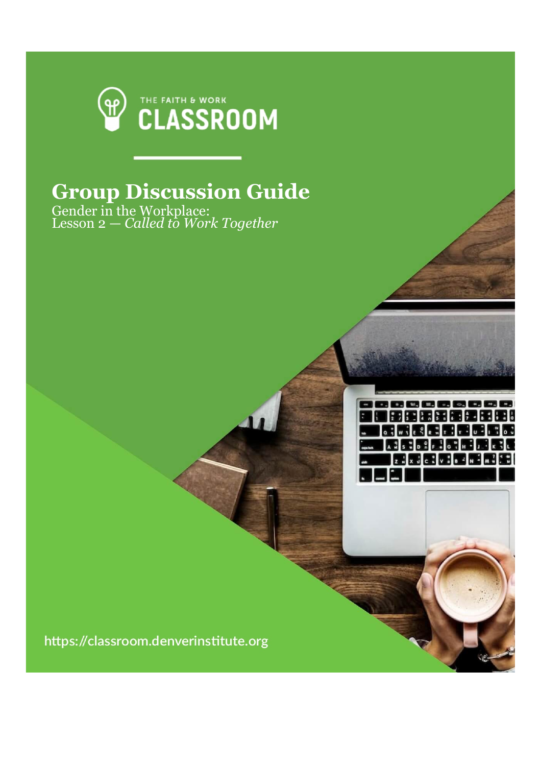THE FAITH & WORK

CLASSROOM

# Group Discussion Guide

Gender in the Workplace:
Lesson 2 — *Called to Work Together*

https://classroom.denverinstitute.org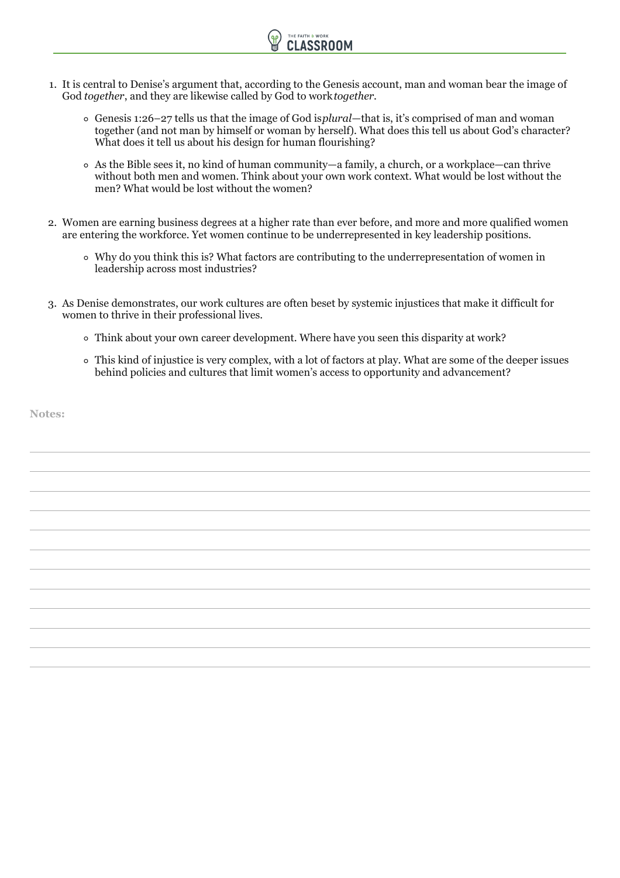1. It is central to Denise's argument that, according to the Genesis account, man and woman bear the image of God *together*, and they are likewise called by God to work *together*.

    - Genesis 1:26–27 tells us that the image of God is *plural*—that is, it's comprised of man and woman together (and not man by himself or woman by herself). What does this tell us about God's character? What does it tell us about his design for human flourishing?

    - As the Bible sees it, no kind of human community—a family, a church, or a workplace—can thrive without both men and women. Think about your own work context. What would be lost without the men? What would be lost without the women?

2. Women are earning business degrees at a higher rate than ever before, and more and more qualified women are entering the workforce. Yet women continue to be underrepresented in key leadership positions.

    - Why do you think this is? What factors are contributing to the underrepresentation of women in leadership across most industries?

3. As Denise demonstrates, our work cultures are often beset by systemic injustices that make it difficult for women to thrive in their professional lives.

    - Think about your own career development. Where have you seen this disparity at work?

    - This kind of injustice is very complex, with a lot of factors at play. What are some of the deeper issues behind policies and cultures that limit women's access to opportunity and advancement?

**Notes:**